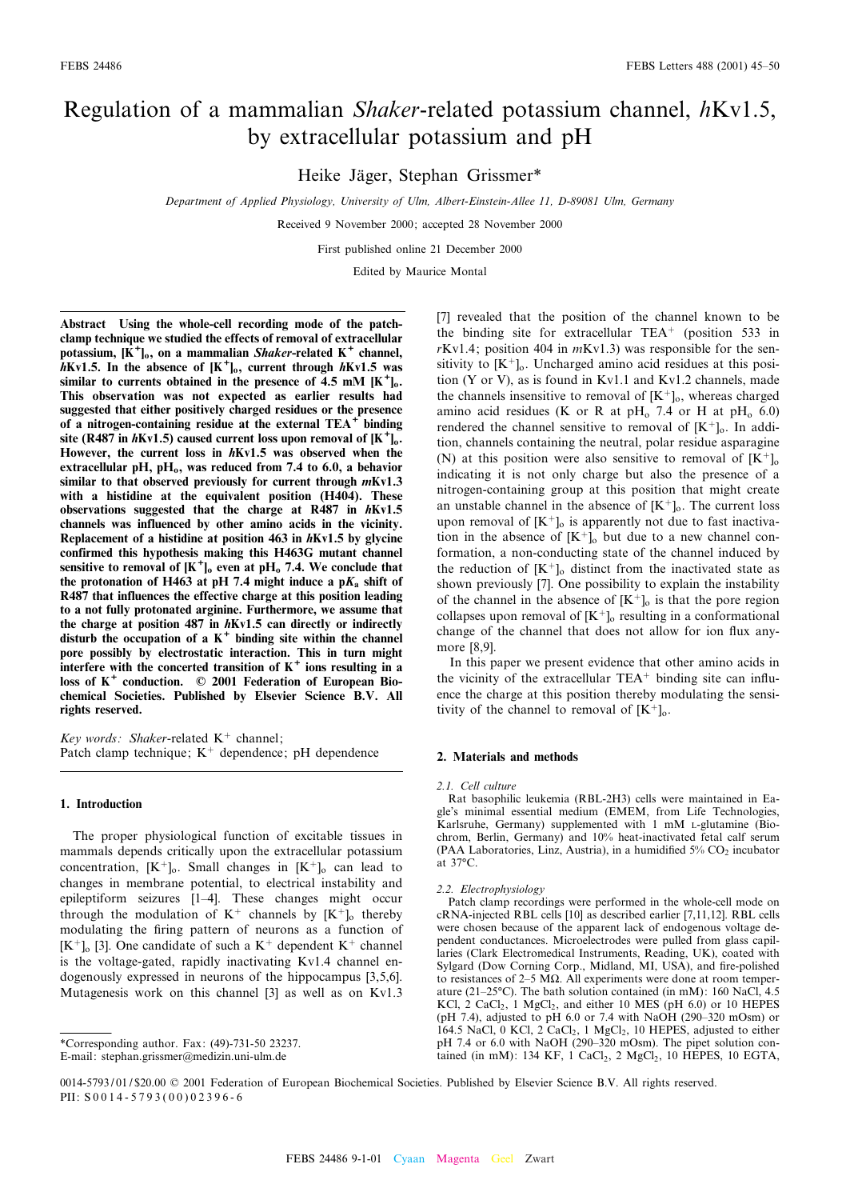# Regulation of a mammalian *Shaker*-related potassium channel, *h*Kv1.5, by extracellular potassium and pH

Heike Jäger, Stephan Grissmer*

*Department of Applied Physiology, University of Ulm, Albert-Einstein-Allee 11, D-89081 Ulm, Germany*

Received 9 November 2000; accepted 28 November 2000

First published online 21 December 2000

Edited by Maurice Montal

**Abstract** Using the whole-cell recording mode of the patch-clamp technique we studied the effects of removal of extracellular potassium, $[K^+]_o$, on a mammalian *Shaker*-related $K^+$ channel, *h*Kv1.5. In the absence of $[K^+]_o$, current through *h*Kv1.5 was similar to currents obtained in the presence of 4.5 mM $[K^+]_o$. This observation was not expected as earlier results had suggested that either positively charged residues or the presence of a nitrogen-containing residue at the external $TEA^+$ binding site (R487 in *h*Kv1.5) caused current loss upon removal of $[K^+]_o$. However, the current loss in *h*Kv1.5 was observed when the extracellular pH, $pH_o$, was reduced from 7.4 to 6.0, a behavior similar to that observed previously for current through *m*Kv1.3 with a histidine at the equivalent position (H404). These observations suggested that the charge at R487 in *h*Kv1.5 channels was influenced by other amino acids in the vicinity. Replacement of a histidine at position 463 in *h*Kv1.5 by glycine confirmed this hypothesis making this H463G mutant channel sensitive to removal of $[K^+]_o$ even at $pH_o$ 7.4. We conclude that the protonation of H463 at pH 7.4 might induce a $pK_a$ shift of R487 that influences the effective charge at this position leading to a not fully protonated arginine. Furthermore, we assume that the charge at position 487 in *h*Kv1.5 can directly or indirectly disturb the occupation of a $K^+$ binding site within the channel pore possibly by electrostatic interaction. This in turn might interfere with the concerted transition of $K^+$ ions resulting in a loss of $K^+$ conduction. © 2001 Federation of European Biochemical Societies. Published by Elsevier Science B.V. All rights reserved.

*Key words:* *Shaker*-related $K^+$ channel; Patch clamp technique; $K^+$ dependence; pH dependence

## 1. Introduction

The proper physiological function of excitable tissues in mammals depends critically upon the extracellular potassium concentration, $[K^+]_o$. Small changes in $[K^+]_o$ can lead to changes in membrane potential, to electrical instability and epileptiform seizures [1–4]. These changes might occur through the modulation of $K^+$ channels by $[K^+]_o$ thereby modulating the firing pattern of neurons as a function of $[K^+]_o$ [3]. One candidate of such a $K^+$ dependent $K^+$ channel is the voltage-gated, rapidly inactivating Kv1.4 channel endogenously expressed in neurons of the hippocampus [3,5,6]. Mutagenesis work on this channel [3] as well as on Kv1.3 [7] revealed that the position of the channel known to be the binding site for extracellular $TEA^+$ (position 533 in *r*Kv1.4; position 404 in *m*Kv1.3) was responsible for the sensitivity to $[K^+]_o$. Uncharged amino acid residues at this position (Y or V), as is found in Kv1.1 and Kv1.2 channels, made the channels insensitive to removal of $[K^+]_o$, whereas charged amino acid residues (K or R at $pH_o$ 7.4 or H at $pH_o$ 6.0) rendered the channel sensitive to removal of $[K^+]_o$. In addition, channels containing the neutral, polar residue asparagine (N) at this position were also sensitive to removal of $[K^+]_o$ indicating it is not only charge but also the presence of a nitrogen-containing group at this position that might create an unstable channel in the absence of $[K^+]_o$. The current loss upon removal of $[K^+]_o$ is apparently not due to fast inactivation in the absence of $[K^+]_o$ but due to a new channel conformation, a non-conducting state of the channel induced by the reduction of $[K^+]_o$ distinct from the inactivated state as shown previously [7]. One possibility to explain the instability of the channel in the absence of $[K^+]_o$ is that the pore region collapses upon removal of $[K^+]_o$ resulting in a conformational change of the channel that does not allow for ion flux anymore [8,9].

In this paper we present evidence that other amino acids in the vicinity of the extracellular $TEA^+$ binding site can influence the charge at this position thereby modulating the sensitivity of the channel to removal of $[K^+]_o$.

## 2. Materials and methods

### 2.1. Cell culture

Rat basophilic leukemia (RBL-2H3) cells were maintained in Eagle's minimal essential medium (EMEM, from Life Technologies, Karlsruhe, Germany) supplemented with 1 mM L-glutamine (Biochrom, Berlin, Germany) and 10% heat-inactivated fetal calf serum (PAA Laboratories, Linz, Austria), in a humidified 5% $CO_2$ incubator at 37°C.

### 2.2. Electrophysiology

Patch clamp recordings were performed in the whole-cell mode on cRNA-injected RBL cells [10] as described earlier [7,11,12]. RBL cells were chosen because of the apparent lack of endogenous voltage dependent conductances. Microelectrodes were pulled from glass capillaries (Clark Electromedical Instruments, Reading, UK), coated with Sylgard (Dow Corning Corp., Midland, MI, USA), and fire-polished to resistances of 2–5 MΩ. All experiments were done at room temperature (21–25°C). The bath solution contained (in mM): 160 NaCl, 4.5 KCl, 2 $CaCl_2$, 1 $MgCl_2$, and either 10 MES (pH 6.0) or 10 HEPES (pH 7.4), adjusted to pH 6.0 or 7.4 with NaOH (290–320 mOsm) or 164.5 NaCl, 0 KCl, 2 $CaCl_2$, 1 $MgCl_2$, 10 HEPES, adjusted to either pH 7.4 or 6.0 with NaOH (290–320 mOsm). The pipet solution contained (in mM): 134 KF, 1 $CaCl_2$, 2 $MgCl_2$, 10 HEPES, 10 EGTA,

*Corresponding author. Fax: (49)-731-50 23237.
E-mail: stephan.grissmer@medizin.uni-ulm.de

0014-5793/01/$20.00 © 2001 Federation of European Biochemical Societies. Published by Elsevier Science B.V. All rights reserved.
PII: S0014-5793(00)02396-6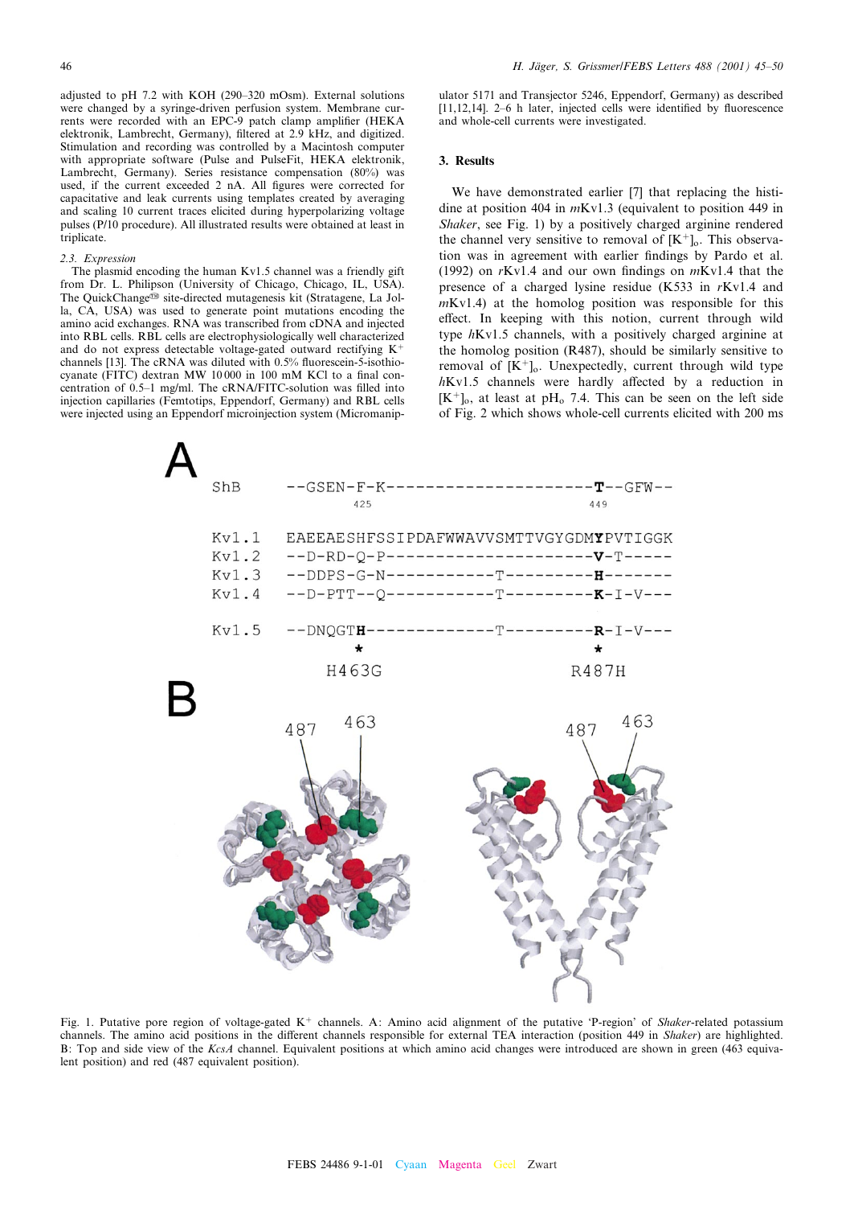adjusted to pH 7.2 with KOH (290–320 mOsm). External solutions were changed by a syringe-driven perfusion system. Membrane currents were recorded with an EPC-9 patch clamp amplifier (HEKA elektronik, Lambrecht, Germany), filtered at 2.9 kHz, and digitized. Stimulation and recording was controlled by a Macintosh computer with appropriate software (Pulse and PulseFit, HEKA elektronik, Lambrecht, Germany). Series resistance compensation (80%) was used, if the current exceeded 2 nA. All figures were corrected for capacitative and leak currents using templates created by averaging and scaling 10 current traces elicited during hyperpolarizing voltage pulses (P/10 procedure). All illustrated results were obtained at least in triplicate.

### 2.3. Expression

The plasmid encoding the human Kv1.5 channel was a friendly gift from Dr. L. Philipson (University of Chicago, Chicago, IL, USA). The QuickChange™ site-directed mutagenesis kit (Stratagene, La Jolla, CA, USA) was used to generate point mutations encoding the amino acid exchanges. RNA was transcribed from cDNA and injected into RBL cells. RBL cells are electrophysiologically well characterized and do not express detectable voltage-gated outward rectifying $K^+$ channels [13]. The cRNA was diluted with 0.5% fluorescein-5-isothiocyanate (FITC) dextran MW 10 000 in 100 mM KCl to a final concentration of 0.5–1 mg/ml. The cRNA/FITC-solution was filled into injection capillaries (Femtotips, Eppendorf, Germany) and RBL cells were injected using an Eppendorf microinjection system (Micromanipulator 5171 and Transjector 5246, Eppendorf, Germany) as described [11,12,14]. 2–6 h later, injected cells were identified by fluorescence and whole-cell currents were investigated.

## 3. Results

We have demonstrated earlier [7] that replacing the histidine at position 404 in *m*Kv1.3 (equivalent to position 449 in *Shaker*, see Fig. 1) by a positively charged arginine rendered the channel very sensitive to removal of $[K^+]_o$. This observation was in agreement with earlier findings by Pardo et al. (1992) on *r*Kv1.4 and our own findings on *m*Kv1.4 that the presence of a charged lysine residue (K533 in *r*Kv1.4 and *m*Kv1.4) at the homolog position was responsible for this effect. In keeping with this notion, current through wild type *h*Kv1.5 channels, with a positively charged arginine at the homolog position (R487), should be similarly sensitive to removal of $[K^+]_o$. Unexpectedly, current through wild type *h*Kv1.5 channels were hardly affected by a reduction in $[K^+]_o$, at least at $pH_o$ 7.4. This can be seen on the left side of Fig. 2 which shows whole-cell currents elicited with 200 ms

**A**

```
ShB    --GSEN-F-K---------------------T--GFW--
             425                      449

Kv1.1  EAEEAESHFSSIPDAFWWAVVSMTTVGYGDMYPVTIGGK
Kv1.2  --D-RD-Q-P---------------------V-T-----
Kv1.3  --DDPS-G-N-----------T---------H-------
Kv1.4  --D-PTT--Q-----------T---------K-I-V---

Kv1.5  --DNQGTH-------------T---------R-I-V---
              *                        *
            H463G                    R487H
```

**B**

Fig. 1. Putative pore region of voltage-gated $K^+$ channels. A: Amino acid alignment of the putative 'P-region' of *Shaker*-related potassium channels. The amino acid positions in the different channels responsible for external TEA interaction (position 449 in *Shaker*) are highlighted. B: Top and side view of the *KcsA* channel. Equivalent positions at which amino acid changes were introduced are shown in green (463 equivalent position) and red (487 equivalent position).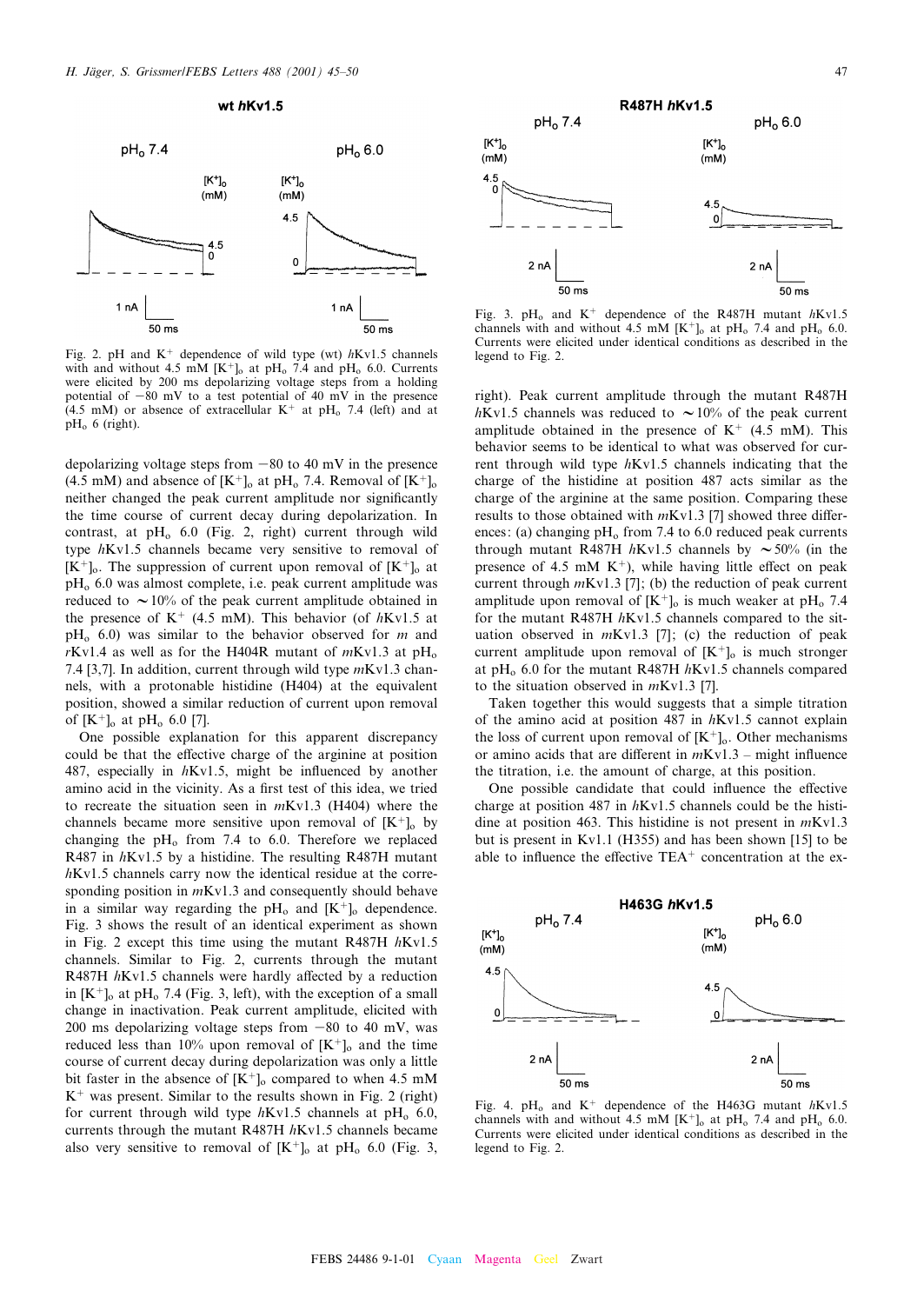Fig. 2. pH and $K^+$ dependence of wild type (wt) *h*Kv1.5 channels with and without 4.5 mM $[K^+]_o$ at $pH_o$ 7.4 and $pH_o$ 6.0. Currents were elicited by 200 ms depolarizing voltage steps from a holding potential of −80 mV to a test potential of 40 mV in the presence (4.5 mM) or absence of extracellular $K^+$ at $pH_o$ 7.4 (left) and at $pH_o$ 6 (right).

depolarizing voltage steps from −80 to 40 mV in the presence (4.5 mM) and absence of $[K^+]_o$ at $pH_o$ 7.4. Removal of $[K^+]_o$ neither changed the peak current amplitude nor significantly the time course of current decay during depolarization. In contrast, at $pH_o$ 6.0 (Fig. 2, right) current through wild type *h*Kv1.5 channels became very sensitive to removal of $[K^+]_o$. The suppression of current upon removal of $[K^+]_o$ at $pH_o$ 6.0 was almost complete, i.e. peak current amplitude was reduced to ∼10% of the peak current amplitude obtained in the presence of $K^+$ (4.5 mM). This behavior of *h*Kv1.5 at $pH_o$ 6.0) was similar to the behavior observed for *m* and *r*Kv1.4 as well as for the H404R mutant of *m*Kv1.3 at $pH_o$ 7.4 [3,7]. In addition, current through wild type *m*Kv1.3 channels, with a protonable histidine (H404) at the equivalent position, showed a similar reduction of current upon removal of $[K^+]_o$ at $pH_o$ 6.0 [7].

One possible explanation for this apparent discrepancy could be that the effective charge of the arginine at position 487, especially in *h*Kv1.5, might be influenced by another amino acid in the vicinity. As a first test of this idea, we tried to recreate the situation seen in *m*Kv1.3 (H404) where the channels became more sensitive upon removal of $[K^+]_o$ by changing the $pH_o$ from 7.4 to 6.0. Therefore we replaced R487 in *h*Kv1.5 by a histidine. The resulting R487H mutant *h*Kv1.5 channels carry now the identical residue at the corresponding position in *m*Kv1.3 and consequently should behave in a similar way regarding the $pH_o$ and $[K^+]_o$ dependence. Fig. 3 shows the result of an identical experiment as shown in Fig. 2 except this time using the mutant R487H *h*Kv1.5 channels. Similar to Fig. 2, currents through the mutant R487H *h*Kv1.5 channels were hardly affected by a reduction in $[K^+]_o$ at $pH_o$ 7.4 (Fig. 3, left), with the exception of a small change in inactivation. Peak current amplitude, elicited with 200 ms depolarizing voltage steps from −80 to 40 mV, was reduced less than 10% upon removal of $[K^+]_o$ and the time course of current decay during depolarization was only a little bit faster in the absence of $[K^+]_o$ compared to when 4.5 mM $K^+$ was present. Similar to the results shown in Fig. 2 (right) for current through wild type *h*Kv1.5 channels at $pH_o$ 6.0, currents through the mutant R487H *h*Kv1.5 channels became also very sensitive to removal of $[K^+]_o$ at $pH_o$ 6.0 (Fig. 3, right). Peak current amplitude through the mutant R487H *h*Kv1.5 channels was reduced to ∼10% of the peak current amplitude obtained in the presence of $K^+$ (4.5 mM). This behavior seems to be identical to what was observed for current through wild type *h*Kv1.5 channels indicating that the charge of the histidine at position 487 acts similar as the charge of the arginine at the same position. Comparing these results to those obtained with *m*Kv1.3 [7] showed three differences: (a) changing $pH_o$ from 7.4 to 6.0 reduced peak currents through mutant R487H *h*Kv1.5 channels by ∼50% (in the presence of 4.5 mM $K^+$), while having little effect on peak current through *m*Kv1.3 [7]; (b) the reduction of peak current amplitude upon removal of $[K^+]_o$ is much weaker at $pH_o$ 7.4 for the mutant R487H *h*Kv1.5 channels compared to the situation observed in *m*Kv1.3 [7]; (c) the reduction of peak current amplitude upon removal of $[K^+]_o$ is much stronger at $pH_o$ 6.0 for the mutant R487H *h*Kv1.5 channels compared to the situation observed in *m*Kv1.3 [7].

Taken together this would suggests that a simple titration of the amino acid at position 487 in *h*Kv1.5 cannot explain the loss of current upon removal of $[K^+]_o$. Other mechanisms or amino acids that are different in *m*Kv1.3 – might influence the titration, i.e. the amount of charge, at this position.

One possible candidate that could influence the effective charge at position 487 in *h*Kv1.5 channels could be the histidine at position 463. This histidine is not present in *m*Kv1.3 but is present in Kv1.1 (H355) and has been shown [15] to be able to influence the effective $TEA^+$ concentration at the ex-

Fig. 3. $pH_o$ and $K^+$ dependence of the R487H mutant *h*Kv1.5 channels with and without 4.5 mM $[K^+]_o$ at $pH_o$ 7.4 and $pH_o$ 6.0. Currents were elicited under identical conditions as described in the legend to Fig. 2.

Fig. 4. $pH_o$ and $K^+$ dependence of the H463G mutant *h*Kv1.5 channels with and without 4.5 mM $[K^+]_o$ at $pH_o$ 7.4 and $pH_o$ 6.0. Currents were elicited under identical conditions as described in the legend to Fig. 2.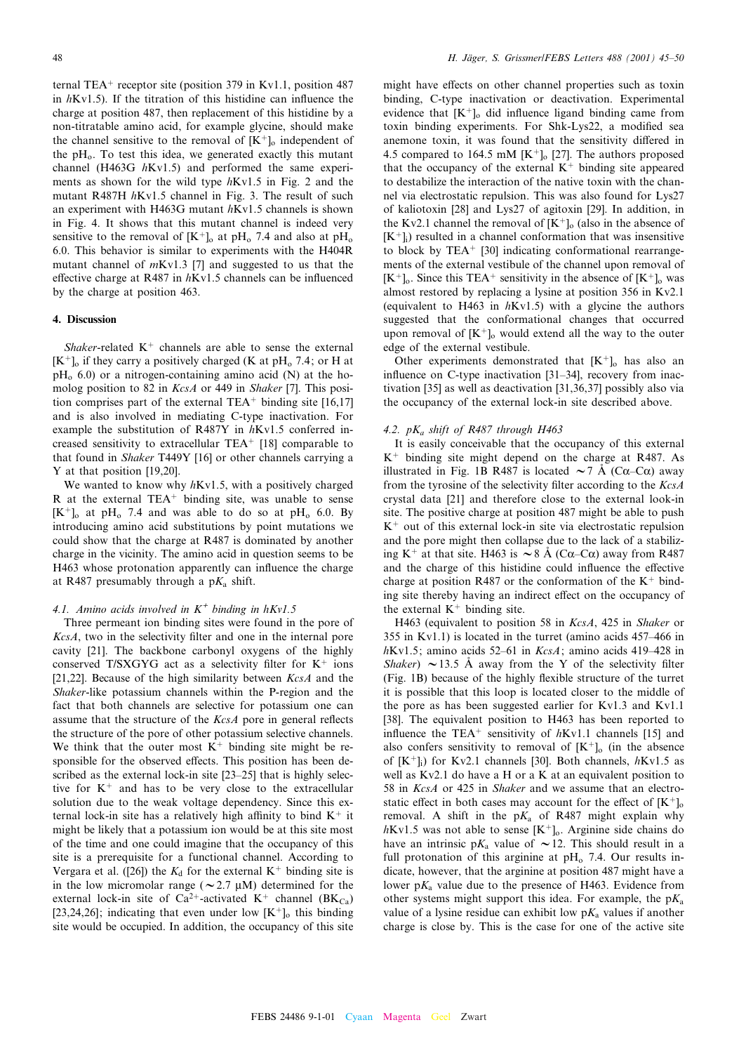ternal $TEA^+$ receptor site (position 379 in Kv1.1, position 487 in *h*Kv1.5). If the titration of this histidine can influence the charge at position 487, then replacement of this histidine by a non-titratable amino acid, for example glycine, should make the channel sensitive to the removal of $[K^+]_o$ independent of the $pH_o$. To test this idea, we generated exactly this mutant channel (H463G *h*Kv1.5) and performed the same experiments as shown for the wild type *h*Kv1.5 in Fig. 2 and the mutant R487H *h*Kv1.5 channel in Fig. 3. The result of such an experiment with H463G mutant *h*Kv1.5 channels is shown in Fig. 4. It shows that this mutant channel is indeed very sensitive to the removal of $[K^+]_o$ at $pH_o$ 7.4 and also at $pH_o$ 6.0. This behavior is similar to experiments with the H404R mutant channel of *m*Kv1.3 [7] and suggested to us that the effective charge at R487 in *h*Kv1.5 channels can be influenced by the charge at position 463.

## 4. Discussion

*Shaker*-related $K^+$ channels are able to sense the external $[K^+]_o$ if they carry a positively charged (K at $pH_o$ 7.4; or H at $pH_o$ 6.0) or a nitrogen-containing amino acid (N) at the homolog position to 82 in *KcsA* or 449 in *Shaker* [7]. This position comprises part of the external $TEA^+$ binding site [16,17] and is also involved in mediating C-type inactivation. For example the substitution of R487Y in *h*Kv1.5 conferred increased sensitivity to extracellular $TEA^+$ [18] comparable to that found in *Shaker* T449Y [16] or other channels carrying a Y at that position [19,20].

We wanted to know why *h*Kv1.5, with a positively charged R at the external $TEA^+$ binding site, was unable to sense $[K^+]_o$ at $pH_o$ 7.4 and was able to do so at $pH_o$ 6.0. By introducing amino acid substitutions by point mutations we could show that the charge at R487 is dominated by another charge in the vicinity. The amino acid in question seems to be H463 whose protonation apparently can influence the charge at R487 presumably through a $pK_a$ shift.

### 4.1. Amino acids involved in $K^+$ binding in hKv1.5

Three permeant ion binding sites were found in the pore of *KcsA*, two in the selectivity filter and one in the internal pore cavity [21]. The backbone carbonyl oxygens of the highly conserved T/SXGYG act as a selectivity filter for $K^+$ ions [21,22]. Because of the high similarity between *KcsA* and the *Shaker*-like potassium channels within the P-region and the fact that both channels are selective for potassium one can assume that the structure of the *KcsA* pore in general reflects the structure of the pore of other potassium selective channels. We think that the outer most $K^+$ binding site might be responsible for the observed effects. This position has been described as the external lock-in site [23–25] that is highly selective for $K^+$ and has to be very close to the extracellular solution due to the weak voltage dependency. Since this external lock-in site has a relatively high affinity to bind $K^+$ it might be likely that a potassium ion would be at this site most of the time and one could imagine that the occupancy of this site is a prerequisite for a functional channel. According to Vergara et al. ([26]) the $K_d$ for the external $K^+$ binding site is in the low micromolar range (~2.7 μM) determined for the external lock-in site of $Ca^{2+}$-activated $K^+$ channel ($BK_{Ca}$) [23,24,26]; indicating that even under low $[K^+]_o$ this binding site would be occupied. In addition, the occupancy of this site might have effects on other channel properties such as toxin binding, C-type inactivation or deactivation. Experimental evidence that $[K^+]_o$ did influence ligand binding came from toxin binding experiments. For Shk-Lys22, a modified sea anemone toxin, it was found that the sensitivity differed in 4.5 compared to 164.5 mM $[K^+]_o$ [27]. The authors proposed that the occupancy of the external $K^+$ binding site appeared to destabilize the interaction of the native toxin with the channel via electrostatic repulsion. This was also found for Lys27 of kaliotoxin [28] and Lys27 of agitoxin [29]. In addition, in the Kv2.1 channel the removal of $[K^+]_o$ (also in the absence of $[K^+]_i$) resulted in a channel conformation that was insensitive to block by $TEA^+$ [30] indicating conformational rearrangements of the external vestibule of the channel upon removal of $[K^+]_o$. Since this $TEA^+$ sensitivity in the absence of $[K^+]_o$ was almost restored by replacing a lysine at position 356 in Kv2.1 (equivalent to H463 in *h*Kv1.5) with a glycine the authors suggested that the conformational changes that occurred upon removal of $[K^+]_o$ would extend all the way to the outer edge of the external vestibule.

Other experiments demonstrated that $[K^+]_o$ has also an influence on C-type inactivation [31–34], recovery from inactivation [35] as well as deactivation [31,36,37] possibly also via the occupancy of the external lock-in site described above.

### 4.2. $pK_a$ shift of R487 through H463

It is easily conceivable that the occupancy of this external $K^+$ binding site might depend on the charge at R487. As illustrated in Fig. 1B R487 is located ~7 Å (Cα–Cα) away from the tyrosine of the selectivity filter according to the *KcsA* crystal data [21] and therefore close to the external lock-in site. The positive charge at position 487 might be able to push $K^+$ out of this external lock-in site via electrostatic repulsion and the pore might then collapse due to the lack of a stabilizing $K^+$ at that site. H463 is ~8 Å (Cα–Cα) away from R487 and the charge of this histidine could influence the effective charge at position R487 or the conformation of the $K^+$ binding site thereby having an indirect effect on the occupancy of the external $K^+$ binding site.

H463 (equivalent to position 58 in *KcsA*, 425 in *Shaker* or 355 in Kv1.1) is located in the turret (amino acids 457–466 in *h*Kv1.5; amino acids 52–61 in *KcsA*; amino acids 419–428 in *Shaker*) ~13.5 Å away from the Y of the selectivity filter (Fig. 1B) because of the highly flexible structure of the turret it is possible that this loop is located closer to the middle of the pore as has been suggested earlier for Kv1.3 and Kv1.1 [38]. The equivalent position to H463 has been reported to influence the $TEA^+$ sensitivity of *h*Kv1.1 channels [15] and also confers sensitivity to removal of $[K^+]_o$ (in the absence of $[K^+]_i$) for Kv2.1 channels [30]. Both channels, *h*Kv1.5 as well as Kv2.1 do have an H or a K at an equivalent position to 58 in *KcsA* or 425 in *Shaker* and we assume that an electrostatic effect in both cases may account for the effect of $[K^+]_o$ removal. A shift in the $pK_a$ of R487 might explain why *h*Kv1.5 was not able to sense $[K^+]_o$. Arginine side chains do have an intrinsic $pK_a$ value of ~12. This should result in a full protonation of this arginine at $pH_o$ 7.4. Our results indicate, however, that the arginine at position 487 might have a lower $pK_a$ value due to the presence of H463. Evidence from other systems might support this idea. For example, the $pK_a$ value of a lysine residue can exhibit low $pK_a$ values if another charge is close by. This is the case for one of the active site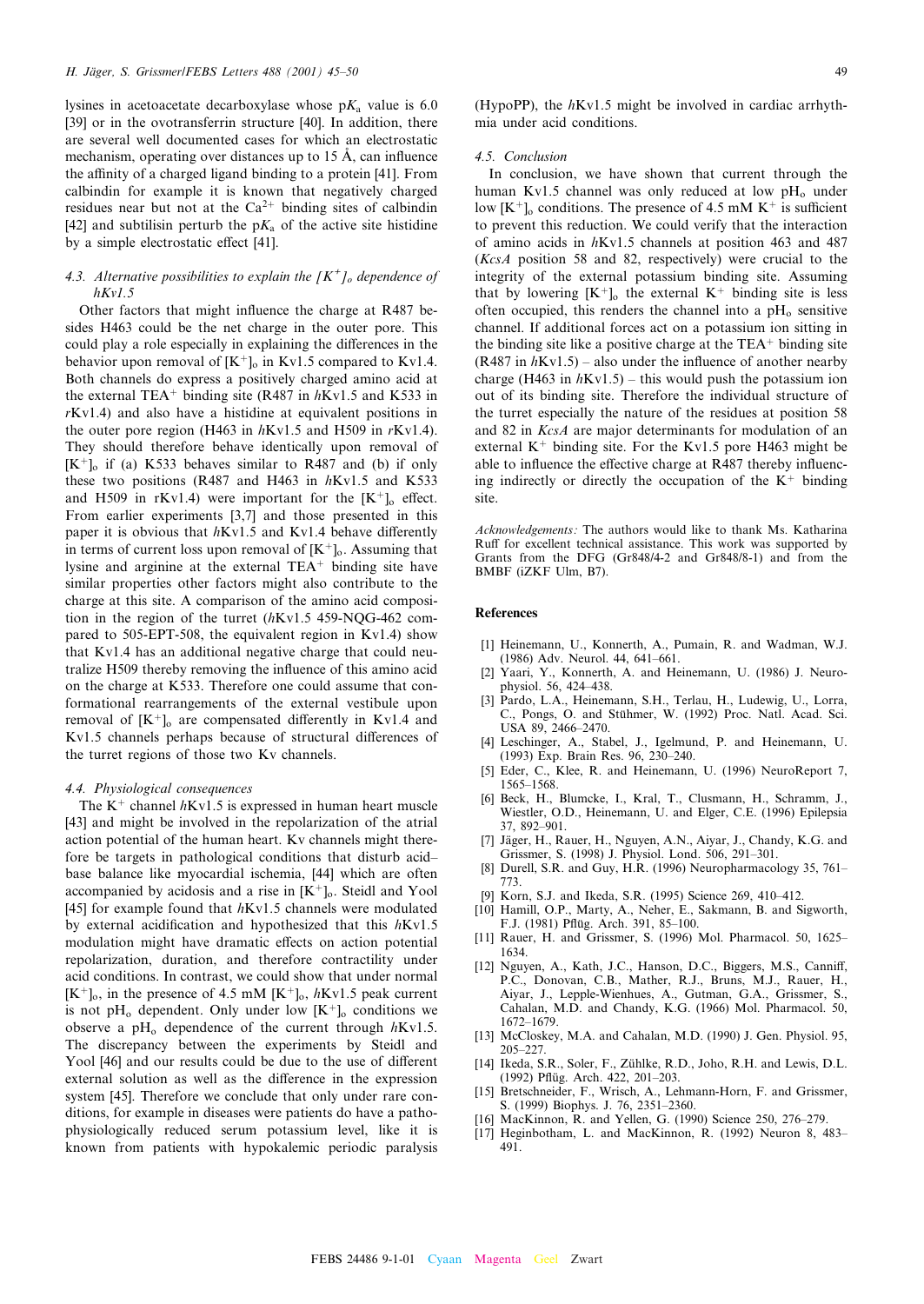lysines in acetoacetate decarboxylase whose p$K_a$ value is 6.0 [39] or in the ovotransferrin structure [40]. In addition, there are several well documented cases for which an electrostatic mechanism, operating over distances up to 15 Å, can influence the affinity of a charged ligand binding to a protein [41]. From calbindin for example it is known that negatively charged residues near but not at the $Ca^{2+}$ binding sites of calbindin [42] and subtilisin perturb the p$K_a$ of the active site histidine by a simple electrostatic effect [41].

### 4.3. Alternative possibilities to explain the $[K^+]_o$ dependence of hKv1.5

Other factors that might influence the charge at R487 besides H463 could be the net charge in the outer pore. This could play a role especially in explaining the differences in the behavior upon removal of $[K^+]_o$ in Kv1.5 compared to Kv1.4. Both channels do express a positively charged amino acid at the external $TEA^+$ binding site (R487 in *h*Kv1.5 and K533 in *r*Kv1.4) and also have a histidine at equivalent positions in the outer pore region (H463 in *h*Kv1.5 and H509 in *r*Kv1.4). They should therefore behave identically upon removal of $[K^+]_o$ if (a) K533 behaves similar to R487 and (b) if only these two positions (R487 and H463 in *h*Kv1.5 and K533 and H509 in rKv1.4) were important for the $[K^+]_o$ effect. From earlier experiments [3,7] and those presented in this paper it is obvious that *h*Kv1.5 and Kv1.4 behave differently in terms of current loss upon removal of $[K^+]_o$. Assuming that lysine and arginine at the external $TEA^+$ binding site have similar properties other factors might also contribute to the charge at this site. A comparison of the amino acid composition in the region of the turret (*h*Kv1.5 459-NQG-462 compared to 505-EPT-508, the equivalent region in Kv1.4) show that Kv1.4 has an additional negative charge that could neutralize H509 thereby removing the influence of this amino acid on the charge at K533. Therefore one could assume that conformational rearrangements of the external vestibule upon removal of $[K^+]_o$ are compensated differently in Kv1.4 and Kv1.5 channels perhaps because of structural differences of the turret regions of those two Kv channels.

### 4.4. Physiological consequences

The $K^+$ channel *h*Kv1.5 is expressed in human heart muscle [43] and might be involved in the repolarization of the atrial action potential of the human heart. Kv channels might therefore be targets in pathological conditions that disturb acid–base balance like myocardial ischemia, [44] which are often accompanied by acidosis and a rise in $[K^+]_o$. Steidl and Yool [45] for example found that *h*Kv1.5 channels were modulated by external acidification and hypothesized that this *h*Kv1.5 modulation might have dramatic effects on action potential repolarization, duration, and therefore contractility under acid conditions. In contrast, we could show that under normal $[K^+]_o$, in the presence of 4.5 mM $[K^+]_o$, *h*Kv1.5 peak current is not p$H_o$ dependent. Only under low $[K^+]_o$ conditions we observe a p$H_o$ dependence of the current through *h*Kv1.5. The discrepancy between the experiments by Steidl and Yool [46] and our results could be due to the use of different external solution as well as the difference in the expression system [45]. Therefore we conclude that only under rare conditions, for example in diseases were patients do have a pathophysiologically reduced serum potassium level, like it is known from patients with hypokalemic periodic paralysis (HypoPP), the *h*Kv1.5 might be involved in cardiac arrhythmia under acid conditions.

### 4.5. Conclusion

In conclusion, we have shown that current through the human Kv1.5 channel was only reduced at low p$H_o$ under low $[K^+]_o$ conditions. The presence of 4.5 mM $K^+$ is sufficient to prevent this reduction. We could verify that the interaction of amino acids in *h*Kv1.5 channels at position 463 and 487 (*KcsA* position 58 and 82, respectively) were crucial to the integrity of the external potassium binding site. Assuming that by lowering $[K^+]_o$ the external $K^+$ binding site is less often occupied, this renders the channel into a p$H_o$ sensitive channel. If additional forces act on a potassium ion sitting in the binding site like a positive charge at the $TEA^+$ binding site (R487 in *h*Kv1.5) – also under the influence of another nearby charge (H463 in *h*Kv1.5) – this would push the potassium ion out of its binding site. Therefore the individual structure of the turret especially the nature of the residues at position 58 and 82 in *KcsA* are major determinants for modulation of an external $K^+$ binding site. For the Kv1.5 pore H463 might be able to influence the effective charge at R487 thereby influencing indirectly or directly the occupation of the $K^+$ binding site.

*Acknowledgements:* The authors would like to thank Ms. Katharina Ruff for excellent technical assistance. This work was supported by Grants from the DFG (Gr848/4-2 and Gr848/8-1) and from the BMBF (iZKF Ulm, B7).

## References

[1] Heinemann, U., Konnerth, A., Pumain, R. and Wadman, W.J. (1986) Adv. Neurol. 44, 641–661.
[2] Yaari, Y., Konnerth, A. and Heinemann, U. (1986) J. Neurophysiol. 56, 424–438.
[3] Pardo, L.A., Heinemann, S.H., Terlau, H., Ludewig, U., Lorra, C., Pongs, O. and Stühmer, W. (1992) Proc. Natl. Acad. Sci. USA 89, 2466–2470.
[4] Leschinger, A., Stabel, J., Igelmund, P. and Heinemann, U. (1993) Exp. Brain Res. 96, 230–240.
[5] Eder, C., Klee, R. and Heinemann, U. (1996) NeuroReport 7, 1565–1568.
[6] Beck, H., Blumcke, I., Kral, T., Clusmann, H., Schramm, J., Wiestler, O.D., Heinemann, U. and Elger, C.E. (1996) Epilepsia 37, 892–901.
[7] Jäger, H., Rauer, H., Nguyen, A.N., Aiyar, J., Chandy, K.G. and Grissmer, S. (1998) J. Physiol. Lond. 506, 291–301.
[8] Durell, S.R. and Guy, H.R. (1996) Neuropharmacology 35, 761–773.
[9] Korn, S.J. and Ikeda, S.R. (1995) Science 269, 410–412.
[10] Hamill, O.P., Marty, A., Neher, E., Sakmann, B. and Sigworth, F.J. (1981) Pflüg. Arch. 391, 85–100.
[11] Rauer, H. and Grissmer, S. (1996) Mol. Pharmacol. 50, 1625–1634.
[12] Nguyen, A., Kath, J.C., Hanson, D.C., Biggers, M.S., Canniff, P.C., Donovan, C.B., Mather, R.J., Bruns, M.J., Rauer, H., Aiyar, J., Lepple-Wienhues, A., Gutman, G.A., Grissmer, S., Cahalan, M.D. and Chandy, K.G. (1966) Mol. Pharmacol. 50, 1672–1679.
[13] McCloskey, M.A. and Cahalan, M.D. (1990) J. Gen. Physiol. 95, 205–227.
[14] Ikeda, S.R., Soler, F., Zühlke, R.D., Joho, R.H. and Lewis, D.L. (1992) Pflüg. Arch. 422, 201–203.
[15] Bretschneider, F., Wrisch, A., Lehmann-Horn, F. and Grissmer, S. (1999) Biophys. J. 76, 2351–2360.
[16] MacKinnon, R. and Yellen, G. (1990) Science 250, 276–279.
[17] Heginbotham, L. and MacKinnon, R. (1992) Neuron 8, 483–491.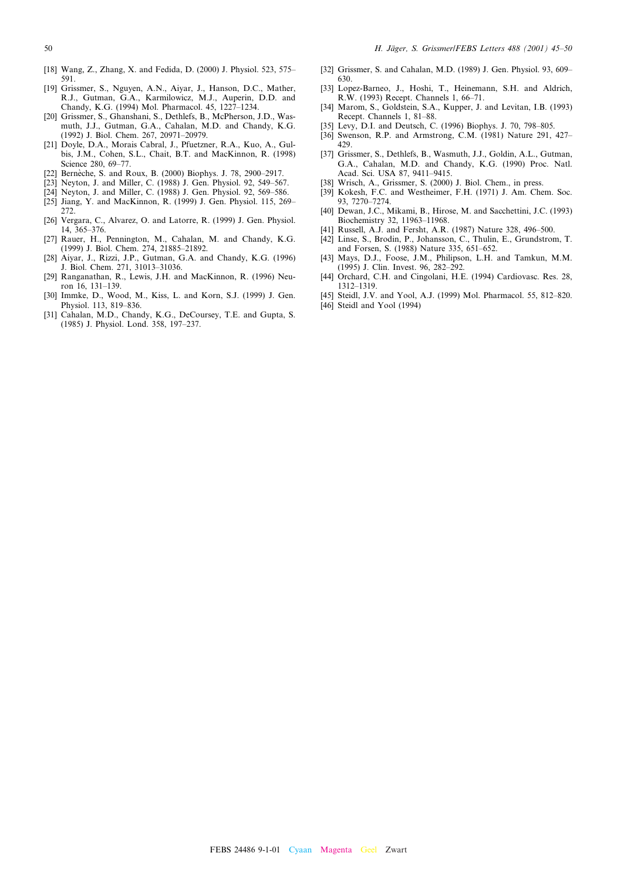[18] Wang, Z., Zhang, X. and Fedida, D. (2000) J. Physiol. 523, 575–591.

[19] Grissmer, S., Nguyen, A.N., Aiyar, J., Hanson, D.C., Mather, R.J., Gutman, G.A., Karmilowicz, M.J., Auperin, D.D. and Chandy, K.G. (1994) Mol. Pharmacol. 45, 1227–1234.

[20] Grissmer, S., Ghanshani, S., Dethlefs, B., McPherson, J.D., Wasmuth, J.J., Gutman, G.A., Cahalan, M.D. and Chandy, K.G. (1992) J. Biol. Chem. 267, 20971–20979.

[21] Doyle, D.A., Morais Cabral, J., Pfuetzner, R.A., Kuo, A., Gulbis, J.M., Cohen, S.L., Chait, B.T. and MacKinnon, R. (1998) Science 280, 69–77.

[22] Bernèche, S. and Roux, B. (2000) Biophys. J. 78, 2900–2917.

[23] Neyton, J. and Miller, C. (1988) J. Gen. Physiol. 92, 549–567.

[24] Neyton, J. and Miller, C. (1988) J. Gen. Physiol. 92, 569–586.

[25] Jiang, Y. and MacKinnon, R. (1999) J. Gen. Physiol. 115, 269–272.

[26] Vergara, C., Alvarez, O. and Latorre, R. (1999) J. Gen. Physiol. 14, 365–376.

[27] Rauer, H., Pennington, M., Cahalan, M. and Chandy, K.G. (1999) J. Biol. Chem. 274, 21885–21892.

[28] Aiyar, J., Rizzi, J.P., Gutman, G.A. and Chandy, K.G. (1996) J. Biol. Chem. 271, 31013–31036.

[29] Ranganathan, R., Lewis, J.H. and MacKinnon, R. (1996) Neuron 16, 131–139.

[30] Immke, D., Wood, M., Kiss, L. and Korn, S.J. (1999) J. Gen. Physiol. 113, 819–836.

[31] Cahalan, M.D., Chandy, K.G., DeCoursey, T.E. and Gupta, S. (1985) J. Physiol. Lond. 358, 197–237.

[32] Grissmer, S. and Cahalan, M.D. (1989) J. Gen. Physiol. 93, 609–630.

[33] Lopez-Barneo, J., Hoshi, T., Heinemann, S.H. and Aldrich, R.W. (1993) Recept. Channels 1, 66–71.

[34] Marom, S., Goldstein, S.A., Kupper, J. and Levitan, I.B. (1993) Recept. Channels 1, 81–88.

[35] Levy, D.I. and Deutsch, C. (1996) Biophys. J. 70, 798–805.

[36] Swenson, R.P. and Armstrong, C.M. (1981) Nature 291, 427–429.

[37] Grissmer, S., Dethlefs, B., Wasmuth, J.J., Goldin, A.L., Gutman, G.A., Cahalan, M.D. and Chandy, K.G. (1990) Proc. Natl. Acad. Sci. USA 87, 9411–9415.

[38] Wrisch, A., Grissmer, S. (2000) J. Biol. Chem., in press.

[39] Kokesh, F.C. and Westheimer, F.H. (1971) J. Am. Chem. Soc. 93, 7270–7274.

[40] Dewan, J.C., Mikami, B., Hirose, M. and Sacchettini, J.C. (1993) Biochemistry 32, 11963–11968.

[41] Russell, A.J. and Fersht, A.R. (1987) Nature 328, 496–500.

[42] Linse, S., Brodin, P., Johansson, C., Thulin, E., Grundstrom, T. and Forsen, S. (1988) Nature 335, 651–652.

[43] Mays, D.J., Foose, J.M., Philipson, L.H. and Tamkun, M.M. (1995) J. Clin. Invest. 96, 282–292.

[44] Orchard, C.H. and Cingolani, H.E. (1994) Cardiovasc. Res. 28, 1312–1319.

[45] Steidl, J.V. and Yool, A.J. (1999) Mol. Pharmacol. 55, 812–820.

[46] Steidl and Yool (1994)